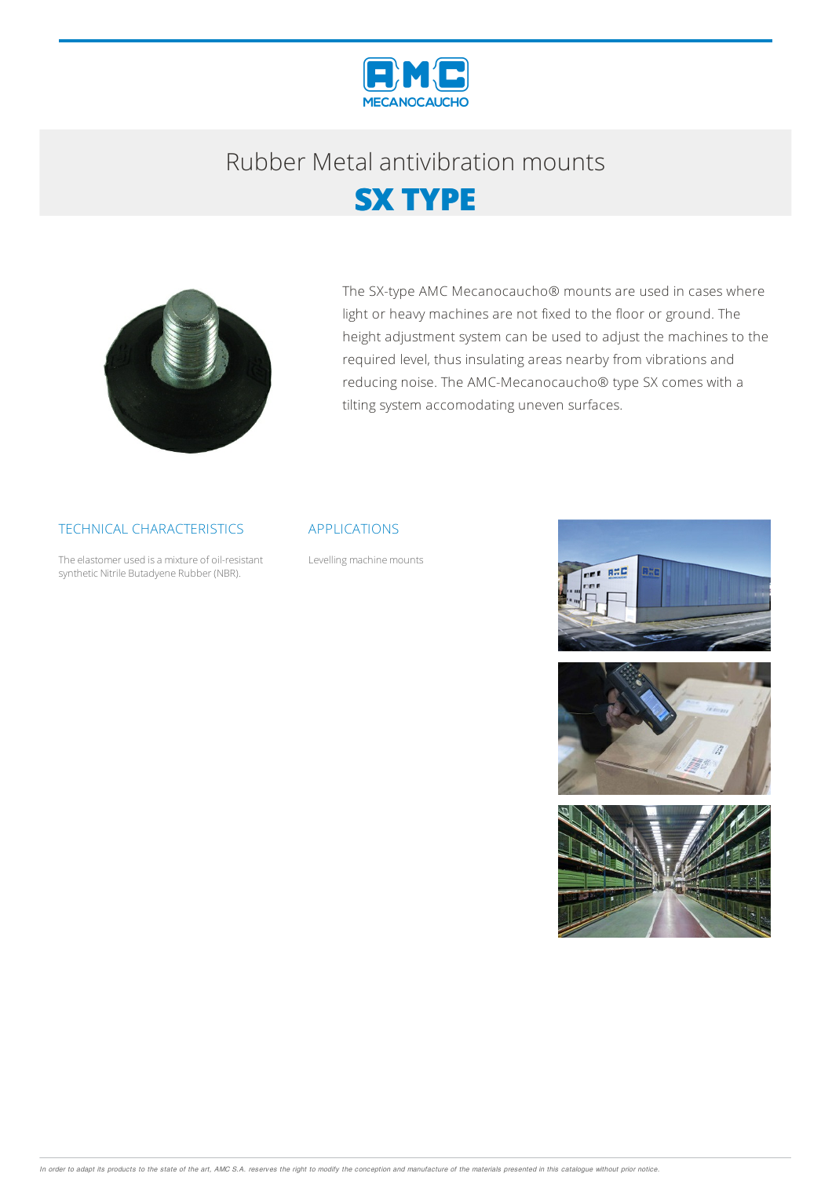# Rubber Metal antivibration mounts

## SX TYPE

The SX-type AMC Mecanocaucho® mounts are used in cases where light or heavy machines are not fixed to the floor or ground. The height adjustment system can be used to adjust the machines to the required level, thus insulating areas nearby from vibrations and reducing noise. The AMC-Mecanocaucho® type SX comes with a tilting system accomodating uneven surfaces.

### TECHNICAL CHARACTERISTICS

The elastomer used is a mixture of oil-resistant synthetic Nitrile Butadyene Rubber (NBR).

### APPLICATIONS

Levelling machine mounts

*In order to adapt its products to the state of the art, AMC S.A. reserves the right to modify the conception and manufacture of the materials presented in this catalogue without prior notice.*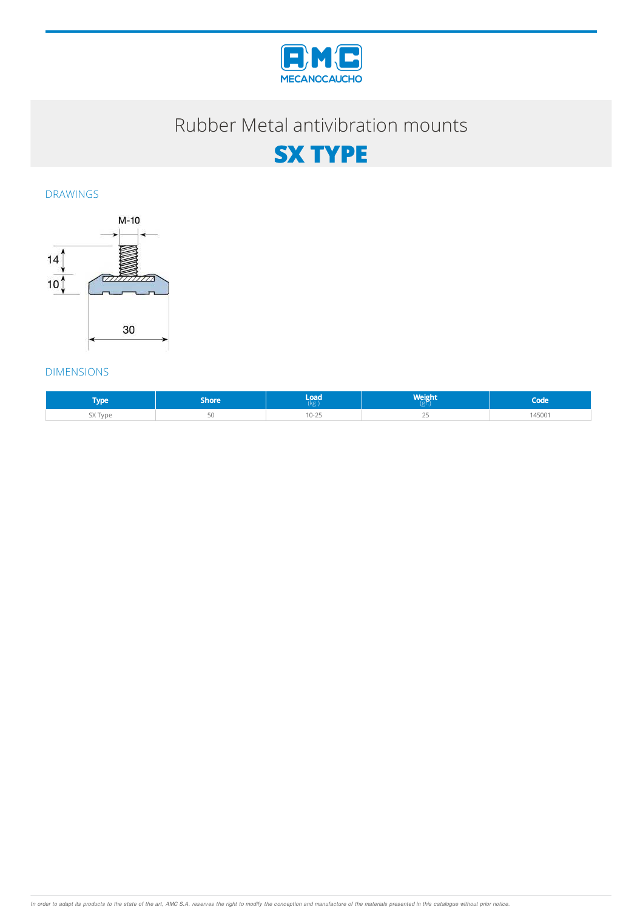MECANOCAUCHO

# Rubber Metal antivibration mounts

# SX TYPE

## DRAWINGS

M-10

14

10

30

## DIMENSIONS

| Type | Shore | Load (kg.) | Weight (gr.) | Code |
|---|---|---|---|---|
| SX Type | 50 | 10-25 | 25 | 145001 |

*In order to adapt its products to the state of the art, AMC S.A. reserves the right to modify the conception and manufacture of the materials presented in this catalogue without prior notice.*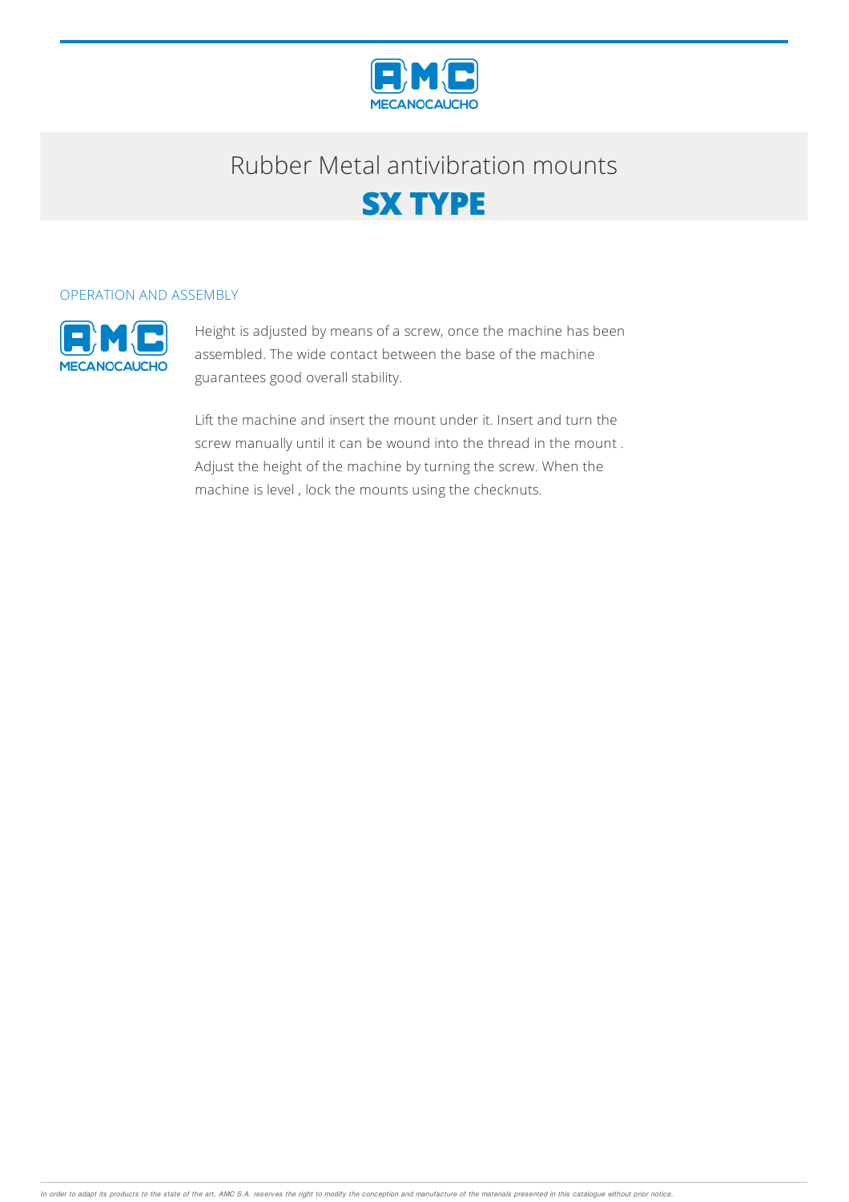# Rubber Metal antivibration mounts

## SX TYPE

### OPERATION AND ASSEMBLY

Height is adjusted by means of a screw, once the machine has been assembled. The wide contact between the base of the machine guarantees good overall stability.

Lift the machine and insert the mount under it. Insert and turn the screw manually until it can be wound into the thread in the mount . Adjust the height of the machine by turning the screw. When the machine is level , lock the mounts using the checknuts.

*In order to adapt its products to the state of the art, AMC S.A. reserves the right to modify the conception and manufacture of the materials presented in this catalogue without prior notice.*